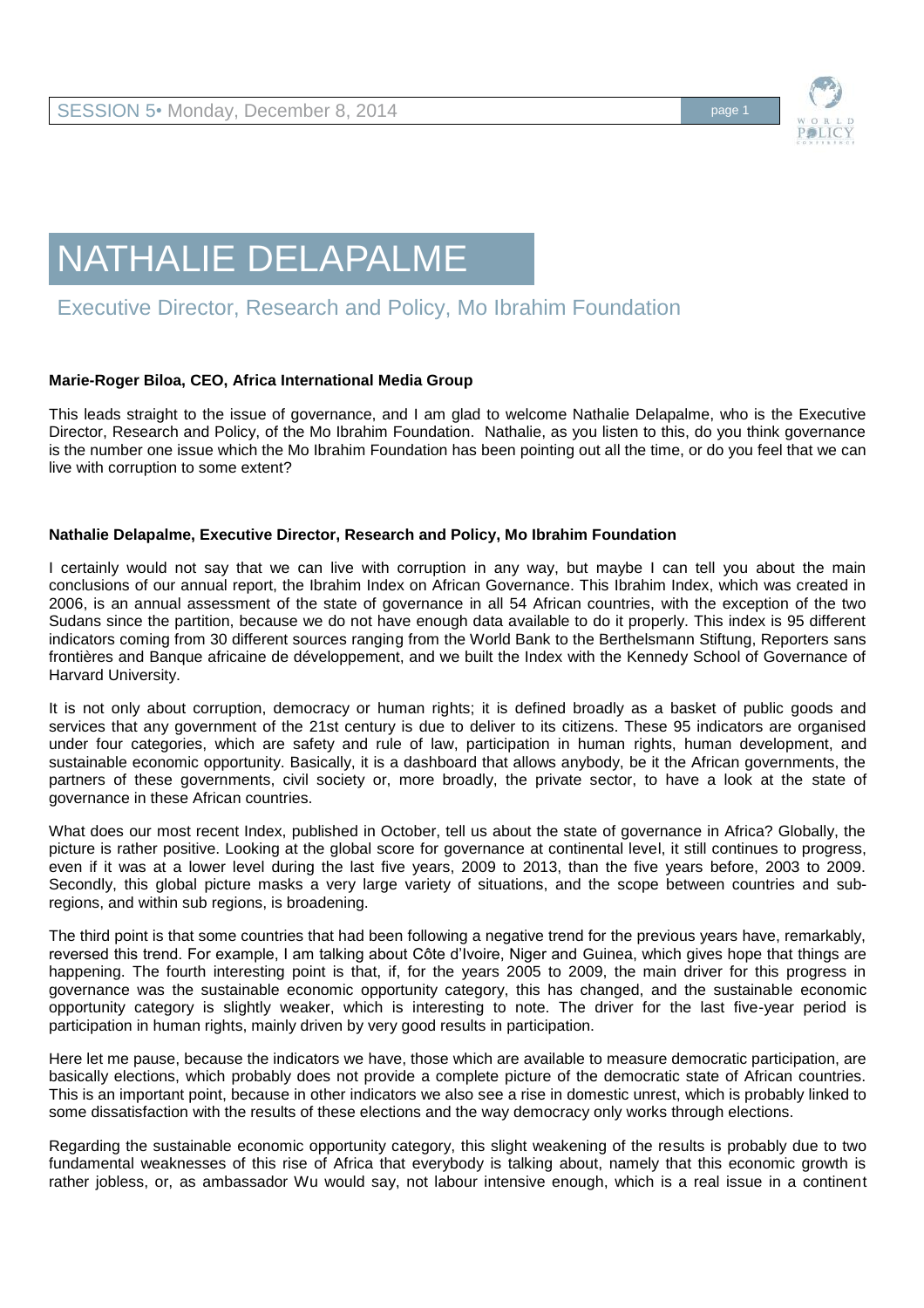# NATHALIE DELAPALME

## Executive Director, Research and Policy, Mo Ibrahim Foundation

**Marie-Roger Biloa, CEO, Africa International Media Group**

This leads straight to the issue of governance, and I am glad to welcome Nathalie Delapalme, who is the Executive Director, Research and Policy, of the Mo Ibrahim Foundation. Nathalie, as you listen to this, do you think governance is the number one issue which the Mo Ibrahim Foundation has been pointing out all the time, or do you feel that we can live with corruption to some extent?

**Nathalie Delapalme, Executive Director, Research and Policy, Mo Ibrahim Foundation**

I certainly would not say that we can live with corruption in any way, but maybe I can tell you about the main conclusions of our annual report, the Ibrahim Index on African Governance. This Ibrahim Index, which was created in 2006, is an annual assessment of the state of governance in all 54 African countries, with the exception of the two Sudans since the partition, because we do not have enough data available to do it properly. This index is 95 different indicators coming from 30 different sources ranging from the World Bank to the Berthelsmann Stiftung, Reporters sans frontières and Banque africaine de développement, and we built the Index with the Kennedy School of Governance of Harvard University.

It is not only about corruption, democracy or human rights; it is defined broadly as a basket of public goods and services that any government of the 21st century is due to deliver to its citizens. These 95 indicators are organised under four categories, which are safety and rule of law, participation in human rights, human development, and sustainable economic opportunity. Basically, it is a dashboard that allows anybody, be it the African governments, the partners of these governments, civil society or, more broadly, the private sector, to have a look at the state of governance in these African countries.

What does our most recent Index, published in October, tell us about the state of governance in Africa? Globally, the picture is rather positive. Looking at the global score for governance at continental level, it still continues to progress, even if it was at a lower level during the last five years, 2009 to 2013, than the five years before, 2003 to 2009. Secondly, this global picture masks a very large variety of situations, and the scope between countries and sub-regions, and within sub regions, is broadening.

The third point is that some countries that had been following a negative trend for the previous years have, remarkably, reversed this trend. For example, I am talking about Côte d'Ivoire, Niger and Guinea, which gives hope that things are happening. The fourth interesting point is that, if, for the years 2005 to 2009, the main driver for this progress in governance was the sustainable economic opportunity category, this has changed, and the sustainable economic opportunity category is slightly weaker, which is interesting to note. The driver for the last five-year period is participation in human rights, mainly driven by very good results in participation.

Here let me pause, because the indicators we have, those which are available to measure democratic participation, are basically elections, which probably does not provide a complete picture of the democratic state of African countries. This is an important point, because in other indicators we also see a rise in domestic unrest, which is probably linked to some dissatisfaction with the results of these elections and the way democracy only works through elections.

Regarding the sustainable economic opportunity category, this slight weakening of the results is probably due to two fundamental weaknesses of this rise of Africa that everybody is talking about, namely that this economic growth is rather jobless, or, as ambassador Wu would say, not labour intensive enough, which is a real issue in a continent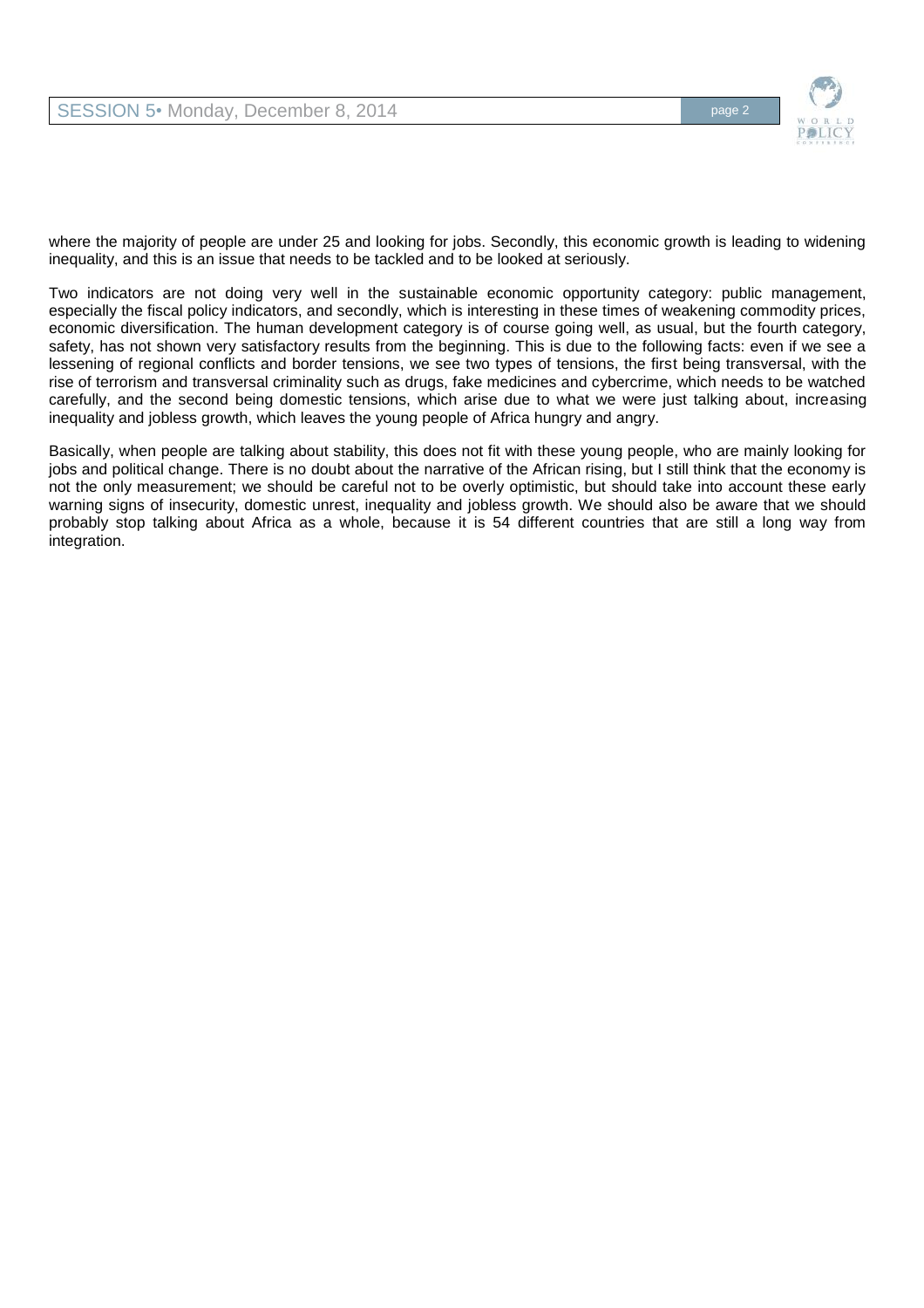where the majority of people are under 25 and looking for jobs. Secondly, this economic growth is leading to widening inequality, and this is an issue that needs to be tackled and to be looked at seriously.

Two indicators are not doing very well in the sustainable economic opportunity category: public management, especially the fiscal policy indicators, and secondly, which is interesting in these times of weakening commodity prices, economic diversification. The human development category is of course going well, as usual, but the fourth category, safety, has not shown very satisfactory results from the beginning. This is due to the following facts: even if we see a lessening of regional conflicts and border tensions, we see two types of tensions, the first being transversal, with the rise of terrorism and transversal criminality such as drugs, fake medicines and cybercrime, which needs to be watched carefully, and the second being domestic tensions, which arise due to what we were just talking about, increasing inequality and jobless growth, which leaves the young people of Africa hungry and angry.

Basically, when people are talking about stability, this does not fit with these young people, who are mainly looking for jobs and political change. There is no doubt about the narrative of the African rising, but I still think that the economy is not the only measurement; we should be careful not to be overly optimistic, but should take into account these early warning signs of insecurity, domestic unrest, inequality and jobless growth. We should also be aware that we should probably stop talking about Africa as a whole, because it is 54 different countries that are still a long way from integration.